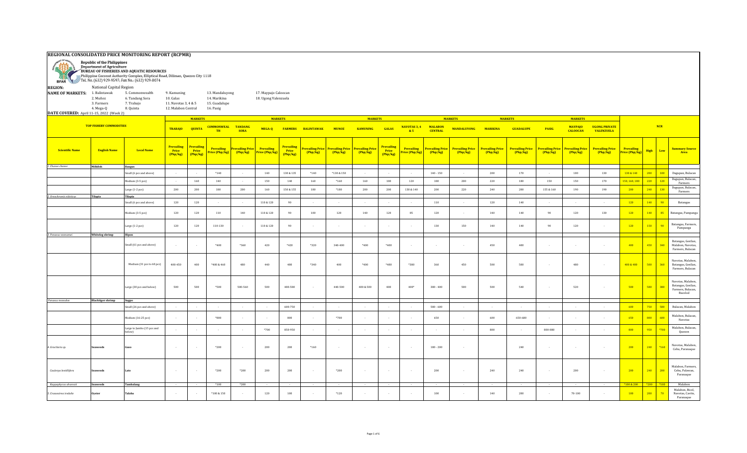# REGIONAL CONSOLIDATED PRICE MONITORING REPORT (RCPMR)

**Republic of the Philippines**
**Department of Agriculture**
**BUREAU OF FISHERIES AND AQUATIC RESOURCES**
Philippine Coconut Authority Complex, Elliptical Road, Diliman, Quezon City 1118
Tel. No. (632) 929-9597; Fax No.: (632) 929-8074

**REGION:** National Capital Region

**NAME OF MARKETS:**
1. Balintawak
2. Muñoz
3. Farmers
4. Mega-Q
5. Commonwealth
6. Tandang Sora
7. Trabajo
8. Quinta
9. Kamuning
10. Galas
11. Navotas 3, 4 & 5
12. Malabon Central
13. Mandaluyong
14. Marikina
15. Guadalupe
16. Pasig
17. Maypajo Caloocan
18. Ugong Valenzuela

**DATE COVERED:** April 11-15, 2022 (Week 2)

| TOP FISHERY COMMODITIES | | | TRABAJO | QUINTA | COMMONWEALTH | TANDANG SORA | MEGA-Q | FARMERS | BALINTAWAK | MUNOZ | KAMUNING | GALAS | NAVOTAS 3, 4 & 5 | MALABON CENTRAL | MANDALUYONG | MARIKINA | GUADALUPE | PASIG | MAYPAJO CALOOCAN | UGONG PRIVATE VALENZUELA | NCR | | | |
|---|---|---|---|---|---|---|---|---|---|---|---|---|---|---|---|---|---|---|---|---|---|---|---|---|
| Scientific Name | English Name | Local Name | Prevailing Price (Php/kg) | Prevailing Price (Php/kg) | Prevailing Price (Php/kg) | Prevailing Price (Php/kg) | Prevailing Price (Php/kg) | Prevailing Price (Php/kg) | Prevailing Price (Php/kg) | Prevailing Price (Php/kg) | Prevailing Price (Php/kg) | Prevailing Price (Php/kg) | Prevailing Price (Php/kg) | Prevailing Price (Php/kg) | Prevailing Price (Php/kg) | Prevailing Price (Php/kg) | Prevailing Price (Php/kg) | Prevailing Price (Php/kg) | Prevailing Price (Php/kg) | Prevailing Price (Php/kg) | Prevailing Price (Php/kg) | High | Low | Summary Source Area |
| 1. Chanos chanos | Milkfish | Bangus | | | | | | | | | | | | | | | | | | | | | | |
| | | Small (6 pcs and above) | - | - | *140 | - | 140 | 130 & 135 | *140 | *130 & 150 | - | - | - | 140 - 150 | - | 200 | 170 | - | 100 | 130 | 130 & 140 | 200 | 100 | Dagupan, Bulacan |
| | | Medium (3-5 pcs) | - | 160 | 140 | - | 150 | 140 | 160 | *160 | 160 | 180 | 120 | 180 | 200 | 220 | 180 | 150 | 150 | 170 | 150, 160, 180 | 220 | 120 | Dagupan, Bulacan, Farmers |
| | | Large (1-2 pcs) | 200 | 200 | 180 | 200 | 160 | 150 & 155 | 180 | *180 | 200 | 200 | 130 & 140 | 200 | 220 | 240 | 200 | 155 & 160 | 190 | 190 | 200 | 240 | 130 | Dagupan, Bulacan, Farmers |
| 2. Oreochromis niloticus | Tilapia | Tilapia | | | | | | | | | | | | | | | | | | | | | | |
| | | Small (6 pcs and above) | 120 | 120 | - | - | 110 & 120 | 90 | - | - | - | - | - | 110 | - | 120 | 140 | - | - | - | 120 | 140 | 90 | Batangas |
| | | Medium (3-5 pcs) | 120 | 120 | 110 | 140 | 110 & 120 | 90 | 100 | 120 | 140 | 120 | 85 | 120 | - | 140 | 140 | 90 | 120 | 130 | 120 | 140 | 85 | Batangas, Pampanga |
| | | Large (1-2 pcs) | 120 | 120 | 110-130 | - | 110 & 120 | 90 | - | - | - | - | - | 130 | 150 | 140 | 140 | 90 | 120 | - | 120 | 150 | 90 | Batangas, Farmers, Pampanga |
| 3. Penaeus vannamei | Whiteleg shrimp | Hipon | | | | | | | | | | | | | | | | | | | | | | |
| | | Small (61 pcs and above) | - | - | *400 | *360 | 420 | *420 | *320 | 340-400 | *400 | *400 | - | - | - | 450 | 400 | - | - | - | 400 | 450 | 340 | Batangas, GenSan, Malabon, Navotas, Farmers, Bulacan |
| | | Medium (31 pcs to 60 pcs) | 400-450 | 400 | *400 & 460 | 480 | 440 | 480 | *340 | 400 | *400 | *480 | *300 | 360 | 450 | 500 | 500 | - | 480 | - | 400 & 480 | 500 | 360 | Navotas, Malabon, Batangas, GenSan, Farmers, Bulacan |
| | | Large (30 pcs and below) | 500 | 500 | *500 | 500-560 | 500 | 480-500 | - | 440-500 | 400 & 500 | 400 | 400* | 380 - 400 | 500 | 500 | 540 | - | 520 | - | 500 | 580 | 380 | Navotas, Malabon, Batangas, GenSan, Farmers, Bulacan, Bacolod |
| Penaeus monodon | Blacktiger shrimp | Sugpo | | | | | | | | | | | | | | | | | | | | | | |
| | | Small (26 pcs and above) | - | - | - | - | - | 600-750 | - | - | - | - | - | 500 - 600 | - | - | - | - | - | - | 600 | 750 | 500 | Bulacan, Malabon |
| | | Medium (16-25 pcs) | - | - | *800 | - | - | 800 | - | *700 | - | - | - | 650 | - | 600 | 650-680 | - | - | - | 650 | 800 | 600 | Malabon, Bulacan, Navotas |
| | | Large to Jumbo (15 pcs and below) | - | - | - | - | *700 | 850-950 | - | - | - | - | - | - | - | 800 | - | 800-880 | - | - | 800 | 950 | *700 | Malabon, Bulacan, Quezon |
| 4. Gracilaria sp. | Seaweeds | Guso | - | - | *200 | - | 200 | 200 | *160 | - | - | - | - | 180 - 200 | - | | 240 | - | - | - | 200 | 240 | *160 | Navotas, Malabon, Cebu, Paranaque |
| Caulerpa lentillifera | Seaweeds | Lato | - | - | *200 | *200 | 200 | 200 | - | *200 | - | - | - | 200 | - | 240 | 240 | - | 200 | - | 200 | 240 | 200 | Malabon, Farmers, Cebu, Palawan, Paranaque |
| Kappaphycus alvarezii | Seaweeds | Tambalang | - | - | *100 | *200 | - | - | - | - | - | - | - | - | - | - | - | - | - | - | *100 & 200 | *200 | *100 | Malabon |
| 5. Crassostrea iredalei | Oyster | Talaba | - | - | *100 & 150 | - | 120 | 100 | - | *120 | - | - | - | 100 | - | 140 | 200 | - | 70-100 | - | 100 | 200 | 70 | Malabon, Bicol, Navotas, Cavite, Paranaque |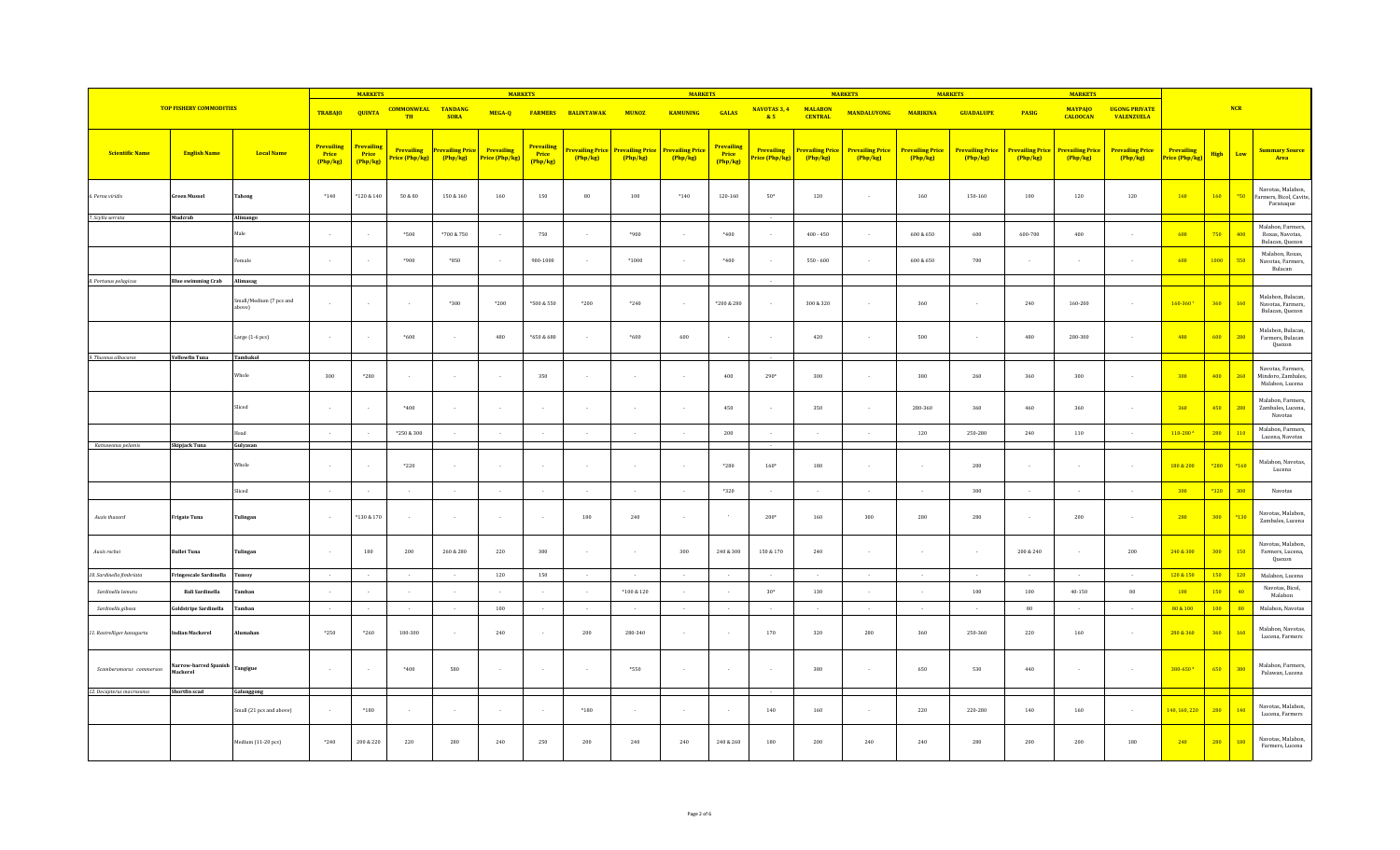| TOP FISHERY COMMODITIES | | | MARKETS | | | | MARKETS | | | | MARKETS | | | MARKETS | | MARKETS | | | MARKETS | | NCR | | | |
|---|---|---|---|---|---|---|---|---|---|---|---|---|---|---|---|---|---|---|---|---|---|---|---|---|
| | | | TRABAJO | QUINTA | COMMONWEALTH | TANDANG SORA | MEGA-Q | FARMERS | BALINTAWAK | MUNOZ | KAMUNING | GALAS | NAVOTAS 3, 4 & 5 | MALABON CENTRAL | MANDALUYONG | MARIKINA | GUADALUPE | PASIG | MAYPAJO CALOOCAN | UGONG PRIVATE VALENZUELA | | | | |
| Scientific Name | English Name | Local Name | Prevailing Price (Php/kg) | Prevailing Price (Php/kg) | Prevailing Price (Php/kg) | Prevailing Price (Php/kg) | Prevailing Price (Php/kg) | Prevailing Price (Php/kg) | Prevailing Price (Php/kg) | Prevailing Price (Php/kg) | Prevailing Price (Php/kg) | Prevailing Price (Php/kg) | Prevailing Price (Php/kg) | Prevailing Price (Php/kg) | Prevailing Price (Php/kg) | Prevailing Price (Php/kg) | Prevailing Price (Php/kg) | Prevailing Price (Php/kg) | Prevailing Price (Php/kg) | Prevailing Price (Php/kg) | Prevailing Price (Php/kg) | High | Low | Summary Source Area |
| *6. Perna viridis* | Green Mussel | Tahong | *140 | *120 & 140 | 50 & 80 | 150 & 160 | 160 | 150 | 80 | 100 | *140 | 120-160 | 50* | 120 | - | 160 | 150-160 | 100 | 120 | 120 | 160 | 160 | *50 | Navotas, Malabon, Farmers, Bicol, Cavite, Paranaque |
| *7. Scylla serrata* | Mudcrab | Alimango | | | | | | | | | | | - | | | | | | | | | | | |
| | | Male | - | - | *500 | *700 & 750 | - | 750 | - | *900 | - | *400 | - | 400 - 450 | - | 600 & 650 | 600 | 600-700 | 400 | - | 600 | 750 | 400 | Malabon, Farmers, Roxas, Navotas, Bulacan, Quezon |
| | | Female | - | - | *900 | *850 | - | 900-1000 | - | *1000 | - | *400 | - | 550 - 600 | - | 600 & 650 | 700 | - | - | - | 600 | 1000 | 550 | Malabon, Roxas, Navotas, Farmers, Bulacan |
| *8. Portunus pelagicus* | Blue swimming Crab | Alimasag | | | | | | | | | | | - | | | | | | | | | | | |
| | | Small/Medium (7 pcs and above) | - | - | - | *300 | *200 | *500 & 550 | *200 | *240 | - | *200 & 280 | - | 300 & 320 | - | 360 | - | 240 | 160-200 | - | 160-360 | 360 | 160 | Malabon, Bulacan, Navotas, Farmers, Bulacan, Quezon |
| | | Large (1-6 pcs) | - | - | *600 | - | 480 | *650 & 680 | - | *600 | 600 | - | - | 420 | - | 500 | - | 480 | 200-300 | - | 480 | 600 | 200 | Malabon, Bulacan, Farmers, Bulacan Quezon |
| *9. Thunnus albacares* | Yellowfin Tuna | Tambakol | | | | | | | | | | | - | | | | | | | | | | | |
| | | Whole | 300 | *280 | - | - | - | 350 | - | - | - | 400 | 290* | 300 | - | 300 | 240 | 360 | 300 | - | 300 | 400 | 260 | Navotas, Farmers, Mindoro, Zambales, Malabon, Lucena |
| | | Sliced | - | - | *400 | - | - | - | - | - | - | 450 | - | 350 | - | 280-360 | 360 | 460 | 360 | - | 360 | 450 | 280 | Malabon, Farmers, Zambales, Lucena, Navotas |
| | | Head | - | - | *250 & 300 | - | - | - | - | - | - | 200 | - | - | - | 120 | 250-280 | 240 | 110 | - | 110-280 | 280 | 110 | Malabon, Farmers, Lucena, Navotas |
| *Katsuwonus pelamis* | Skipjack Tuna | Gulyasan | | | | | | | | | | | - | | | | | | | | | | | |
| | | Whole | - | - | *220 | - | - | - | - | - | - | *280 | 160* | 180 | - | - | 200 | - | - | - | 180 & 200 | *280 | *160 | Malabon, Navotas, Lucena |
| | | Sliced | - | - | - | - | - | - | - | - | - | *320 | - | - | - | - | 300 | - | - | - | 300 | *320 | 300 | Navotas |
| *Auxis thazard* | Frigate Tuna | Tulingan | - | *130 & 170 | - | - | - | - | 180 | 240 | - | - | 200* | 160 | 300 | 280 | 280 | - | 200 | - | 280 | 300 | *130 | Navotas, Malabon, Zambales, Lucena |
| *Auxis rochei* | Bullet Tuna | Tulingan | - | 180 | 200 | 260 & 280 | 220 | 300 | - | - | 300 | 240 & 300 | 150 & 170 | 240 | - | - | - | 200 & 240 | - | 200 | 240 & 300 | 300 | 150 | Navotas, Malabon, Farmers, Lucena, Quezon |
| *10. Sardinella fimbriata* | Fringescale Sardinella | Tunsoy | - | - | - | - | 120 | 150 | - | - | - | - | - | - | - | - | - | - | - | - | 120 & 150 | 150 | 120 | Malabon, Lucena |
| *Sardinella lemuru* | Bali Sardinella | Tamban | - | - | - | - | - | - | - | *100 & 120 | - | - | 30* | 130 | - | - | 100 | 100 | 40-150 | 80 | 100 | 150 | 40 | Navotas, Bicol, Malabon |
| *Sardinella gibosa* | Goldstripe Sardinella | Tamban | - | - | - | - | 100 | - | - | - | - | - | - | - | - | - | - | 80 | - | - | 80 & 100 | 100 | 80 | Malabon, Navotas |
| *11. Rastrelliger kanagurta* | Indian Mackerel | Alumahan | *250 | *260 | 100-300 | - | 240 | - | 200 | 280-340 | - | - | 170 | 320 | 280 | 360 | 250-360 | 220 | 160 | - | 280 & 360 | 360 | 160 | Malabon, Navotas, Lucena, Farmers |
| *Scomberomorus commerson* | Narrow-barred Spanish Mackerel | Tangigue | - | - | *400 | 580 | - | - | - | *550 | - | - | - | 380 | - | 650 | 530 | 440 | - | - | 380-650 | 650 | 380 | Malabon, Farmers, Palawan, Lucena |
| *12. Decapterus macrosoma* | Shortfin scad | Galunggong | | | | | | | | | | | - | | | | | | | | | | | |
| | | Small (21 pcs and above) | - | *180 | - | - | - | - | *180 | - | - | - | 140 | 160 | - | 220 | 220-280 | 140 | 160 | - | 140, 160, 220 | 280 | 140 | Navotas, Malabon, Lucena, Farmers |
| | | Medium (11-20 pcs) | *240 | 200 & 220 | 220 | 280 | 240 | 250 | 200 | 240 | 240 | 240 & 260 | 180 | 200 | 240 | 240 | 280 | 200 | 200 | 180 | 240 | 280 | 180 | Navotas, Malabon, Farmers, Lucena |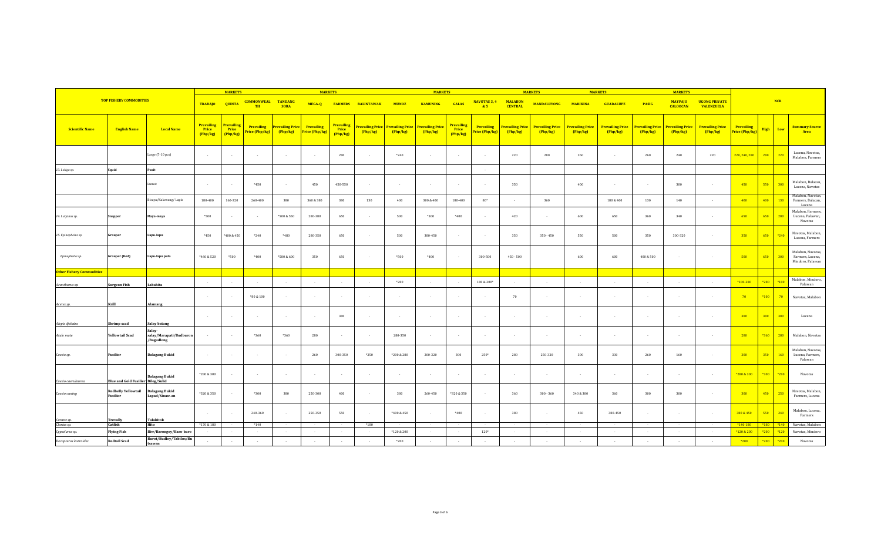| TOP FISHERY COMMODITIES | | | MARKETS | | | | MARKETS | | | MARKETS | | | | MARKETS | | MARKETS | | | MARKETS | | NCR | | | |
|---|---|---|---|---|---|---|---|---|---|---|---|---|---|---|---|---|---|---|---|---|---|---|---|---|
| | | | TRABAJO | QUINTA | COMMONWEALTH | TANDANG SORA | MEGA-Q | FARMERS | BALINTAWAK | MUNOZ | KAMUNING | GALAS | NAVOTAS 3, 4 & 5 | MALABON CENTRAL | MANDALUYONG | MARIKINA | GUADALUPE | PASIG | MAYPAJO CALOOCAN | UGONG PRIVATE VALENZUELA | | | | |
| Scientific Name | English Name | Local Name | Prevailing Price (Php/kg) | Prevailing Price (Php/kg) | Prevailing Price (Php/kg) | Prevailing Price (Php/kg) | Prevailing Price (Php/kg) | Prevailing Price (Php/kg) | Prevailing Price (Php/kg) | Prevailing Price (Php/kg) | Prevailing Price (Php/kg) | Prevailing Price (Php/kg) | Prevailing Price (Php/kg) | Prevailing Price (Php/kg) | Prevailing Price (Php/kg) | Prevailing Price (Php/kg) | Prevailing Price (Php/kg) | Prevailing Price (Php/kg) | Prevailing Price (Php/kg) | Prevailing Price (Php/kg) | Prevailing Price (Php/kg) | High | Low | Summary Source Area |
| | | Large (7-10 pcs) | - | - | - | - | - | 280 | - | *240 | - | - | - | 220 | 280 | 260 | - | 260 | 240 | 220 | 220, 240, 280 | 280 | 220 | Lucena, Navotas, Malabon, Farmers |
| 13. Loligo sp. | Squid | Pusit | | | | | | | | | | | - | | | | | | | | | | | |
| | | Lumot | - | - | *450 | - | 450 | 450-550 | - | - | - | - | - | 350 | | 400 | - | - | 300 | - | 450 | 550 | 300 | Malabon, Bulacan, Lucena, Navotas |
| | | Bisaya/Kalawang/ Lapis | 180-400 | 160-320 | 260-400 | 380 | 360 & 380 | 380 | 130 | 400 | 300 & 400 | 180-400 | 80* | - | 360 | | 180 & 400 | 130 | 140 | - | 400 | 400 | 130 | Malabon, Navotas, Farmers, Bulacan, Lucena |
| 14. Lutjanus sp. | Snapper | Maya-maya | *500 | - | - | *500 & 550 | 280-380 | 650 | - | 500 | *500 | *400 | - | 420 | - | 600 | 650 | 360 | 340 | - | 650 | 650 | 280 | Malabon, Farmers, Lucena, Palawan, Navotas |
| 15. Epinephelus sp. | Grouper | Lapu-lapu | *450 | *400 & 450 | *240 | *400 | 280-350 | 650 | - | 500 | 300-450 | - | - | 350 | 350 - 450 | 550 | 500 | 350 | 300-320 | - | 350 | 650 | *240 | Navotas, Malabon, Lucena, Farmers |
| Epinephelus sp. | Grouper (Red) | Lapu-lapu pula | *460 & 520 | *500 | *400 | *500 & 600 | 350 | 650 | - | *500 | *400 | - | 300-500 | 450 - 500 | | 600 | 600 | 400 & 500 | - | - | 500 | 650 | 300 | Malabon, Navotas, Farmers, Lucena, Mindoro, Palawan |
| **Other Fishery Commodities** | | | | | | | | | | | | | | | | | | | | | | | | |
| Acanthurus sp. | Surgeon Fish | Labahita | - | - | - | - | - | - | - | *280 | - | - | 180 & 200* | - | - | - | - | - | - | - | *180-280 | *280 | *180 | Malabon, Mindoro, Palawan |
| Acetes sp. | Krill | Alamang | - | - | *80 & 100 | - | - | - | - | - | - | - | - | 70 | - | - | - | - | - | - | 70 | *100 | 70 | Navotas, Malabon |
| Alepes djebaba | Shrimp scad | Salay batang | - | - | - | - | - | 380 | - | - | - | - | - | - | - | - | - | - | - | - | 380 | 380 | 380 | Lucena |
| Atule mate | Yellowtail Scad | Salay-salay/Marapati/Budburon /Bagudlong | - | - | *360 | *360 | 280 | - | - | 280-350 | - | - | - | - | - | - | - | - | - | - | 280 | *360 | 280 | Malabon, Navotas |
| Caesio sp. | Fusilier | Dalagang Bukid | - | - | - | - | 260 | 300-350 | *250 | *200 & 280 | 200-320 | 300 | 250* | 280 | 250-320 | 300 | 330 | 260 | 160 | - | 300 | 350 | 160 | Malabon, Navotas, Lucena, Farmers, Palawan |
| Caesio caerulaurea | Blue and Gold Fusilier | Dalagang Bukid Bilog/Sulid | *280 & 300 | - | - | - | - | - | - | - | - | - | - | - | - | - | - | - | - | - | *280 & 300 | *300 | *280 | Navotas |
| Caesio cuning | Redbelly Yellowtail Fusilier | Dalagang Bukid Lapad/Sinaw-an | *320 & 350 | - | *300 | 380 | 250-300 | 400 | - | 380 | 260-450 | *320 & 350 | - | 360 | 300 - 360 | 340 & 380 | 360 | 300 | 300 | - | 300 | 450 | 250 | Navotas, Malabon, Farmers, Lucena |
| Caranx sp. | Trevally | Talakitok | - | - | 240-360 | - | 250-350 | 550 | - | *400 & 450 | - | *400 | - | 380 | - | 450 | 380-450 | - | - | - | 380 & 450 | 550 | 240 | Malabon, Lucena, Farmers |
| Clarias sp. | Catfish | Hito | *170 & 180 | - | *140 | - | - | - | *180 | - | - | - | - | - | - | - | - | - | - | - | *140-180 | *180 | *140 | Navotas, Malabon |
| Cypselurus sp. | Flying Fish | Iliw/Barongoy/Baro-baro | - | - | - | - | - | - | - | *120 & 200 | - | - | 120* | - | - | - | - | - | - | - | *120 & 200 | *200 | *120 | Navotas, Mindoro |
| Decapterus kurroides | Redtail Scad | Burot/Budloy/Tabilos/Bu lsawan | - | - | - | - | - | - | - | *200 | - | - | - | - | - | - | - | - | - | - | *200 | *200 | *200 | Navotas |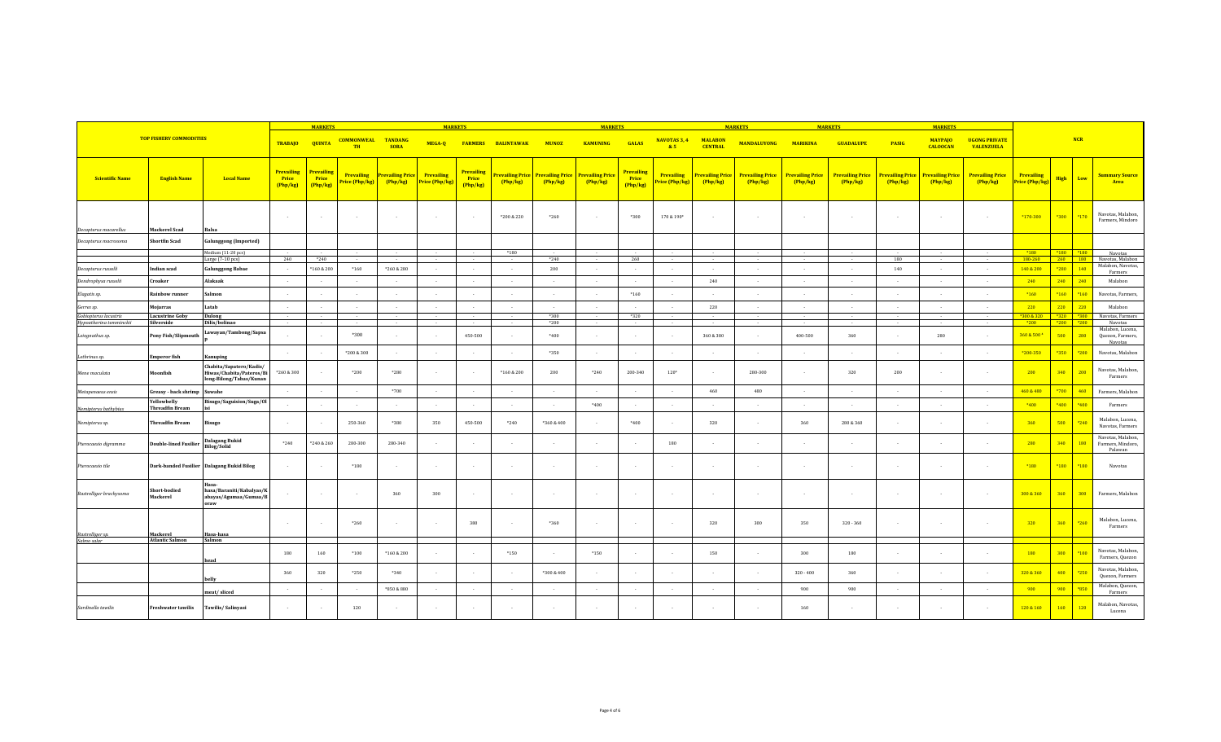| TOP FISHERY COMMODITIES | | | TRABAJO | QUINTA | COMMONWEALTH | TANDANG SORA | MEGA-Q | FARMERS | BALINTAWAK | MUNOZ | KAMUNING | GALAS | NAVOTAS 3, 4 & 5 | MALABON CENTRAL | MANDALUYONG | MARIKINA | GUADALUPE | PASIG | MAYPAJO CALOOCAN | UGONG PRIVATE VALENZUELA | NCR | | | |
|---|---|---|---|---|---|---|---|---|---|---|---|---|---|---|---|---|---|---|---|---|---|---|---|---|
| **Scientific Name** | **English Name** | **Local Name** | **Prevailing Price (Php/kg)** | **Prevailing Price (Php/kg)** | **Prevailing Price (Php/kg)** | **Prevailing Price (Php/kg)** | **Prevailing Price (Php/kg)** | **Prevailing Price (Php/kg)** | **Prevailing Price (Php/kg)** | **Prevailing Price (Php/kg)** | **Prevailing Price (Php/kg)** | **Prevailing Price (Php/kg)** | **Prevailing Price (Php/kg)** | **Prevailing Price (Php/kg)** | **Prevailing Price (Php/kg)** | **Prevailing Price (Php/kg)** | **Prevailing Price (Php/kg)** | **Prevailing Price (Php/kg)** | **Prevailing Price (Php/kg)** | **Prevailing Price (Php/kg)** | **Prevailing Price (Php/kg)** | **High** | **Low** | **Summary Source Area** |
| *Decapterus macarellus* | **Mackerel Scad** | **Balsa** | - | - | - | - | - | - | *200 & 220 | *260 | - | *300 | 170 & 190* | - | - | - | - | - | - | - | *170-300 | *300 | *170 | Navotas, Malabon, Farmers, Mindoro |
| *Decapterus macrosoma* | **Shortfin Scad** | **Galunggong (Imported)** | | | | | | | | | | | | | | | | | | | | | | |
| | | Medium (11-20 pcs) | - | - | - | - | - | - | *180 | - | - | - | - | - | - | - | - | - | - | - | *180 | *180 | *180 | Navotas |
| | | Large (7-10 pcs) | 240 | *240 | - | - | - | - | - | *240 | - | 260 | - | - | - | - | - | 180 | - | - | 180-260 | 260 | 180 | Navotas, Malabon |
| *Decapterus russelli* | **Indian scad** | **Galunggong Babae** | - | *160 & 200 | *160 | *260 & 280 | - | - | - | 200 | - | - | - | - | - | - | - | 140 | - | - | 140 & 200 | *280 | 140 | Malabon, Navotas, Farmers |
| *Dendrophysa russelii* | **Croaker** | **Alakaak** | - | - | - | - | - | - | - | - | - | - | - | 240 | - | - | - | - | - | - | 240 | 240 | 240 | Malabon |
| *Elagatis sp.* | **Rainbow runner** | **Salmon** | - | - | - | - | - | - | - | - | - | *160 | - | - | - | - | - | - | - | - | *160 | *160 | *160 | Navotas, Farmers, |
| *Gerres sp.* | **Mojarras** | **Latab** | - | - | - | - | - | - | - | - | - | - | - | 220 | - | - | - | - | - | - | 220 | 220 | 220 | Malabon |
| *Gobiopterus lacustris* | **Lacustrine Goby** | **Dulong** | - | - | - | - | - | - | - | *300 | - | *320 | - | - | - | - | - | - | - | - | *300 & 320 | *320 | *300 | Navotas, Farmers |
| *Hypoatherina temminckii* | **Silverside** | **Dilis/bolinao** | - | - | - | - | - | - | - | *200 | - | - | - | - | - | - | - | - | - | - | *200 | *200 | *200 | Navotas |
| *Leiognathus sp.* | **Pony Fish/Slipmouth** | **Lawayan/Tambong/Sapsap** | - | - | *300 | - | - | 450-500 | - | *400 | - | - | - | 360 & 380 | - | 400-500 | 360 | - | 280 | - | 360 & 500* | 500 | 280 | Malabon, Lucena, Quezon, Farmers, Navotas |
| *Lethrinus sp.* | **Emperor fish** | **Kanuping** | - | - | *200 & 300 | - | - | - | - | *350 | - | - | - | - | - | - | - | - | - | - | *200-350 | *350 | *200 | Navotas, Malabon |
| *Mene maculata* | **Moonfish** | **Chabita/Sapotero/Kadis/Hiwas/Chabita/Pateros/Bilong-Bilong/Tabas/Kunan** | *260 & 300 | - | *200 | *280 | - | - | *160 & 200 | 200 | *240 | 200-340 | 120* | - | 200-300 | - | 320 | 200 | - | - | 200 | 340 | 200 | Navotas, Malabon, Farmers |
| *Metapenaeus ensis* | **Greasy - back shrimp** | **Suwahe** | - | - | - | *700 | - | - | - | - | - | - | - | 460 | 400 | - | - | - | - | - | 460 & 400 | *700 | 460 | Farmers, Malabon |
| *Nemipterus bathybius* | **Yellowbelly Threadfin Bream** | **Bisugo/Saguision/Suga/Olisi** | - | - | - | - | - | - | - | - | *400 | - | - | - | - | - | - | - | - | - | *400 | *400 | *400 | Farmers |
| *Nemipterus sp.* | **Threadfin Bream** | **Bisugo** | - | - | 250-360 | *380 | 350 | 450-500 | *240 | *360 & 400 | - | *400 | - | 320 | - | 360 | 280 & 360 | - | - | - | 360 | 500 | *240 | Malabon, Lucena, Navotas, Farmers |
| *Pterocaesio digramma* | **Double-lined Fusilier** | **Dalagang Bukid Bilog/Solid** | *240 | *240 & 260 | 200-300 | 280-340 | - | - | - | - | - | - | 180 | - | - | - | - | - | - | - | 280 | 340 | 180 | Navotas, Malabon, Farmers, Mindoro, Palawan |
| *Pterocaesio tile* | **Dark-banded Fusilier** | **Dalagang Bukid Bilog** | - | - | *180 | - | - | - | - | - | - | - | - | - | - | - | - | - | - | - | *180 | *180 | *180 | Navotas |
| *Rastrelliger brachysoma* | **Short-bodied Mackerel** | **Hasa-hasa/Baraniti/Kabalyas/Kabayas/Agumaa/Gumaa/Boraw** | - | - | - | 360 | 300 | - | - | - | - | - | - | - | - | - | - | - | - | - | 300 & 360 | 360 | 300 | Farmers, Malabon |
| *Rastrelliger sp.* | **Mackerel** | **Hasa-hasa** | - | - | *260 | - | - | 380 | - | *360 | - | - | - | 320 | 380 | 350 | 320 - 360 | - | - | - | 320 | 360 | *260 | Malabon, Lucena, Farmers |
| *Salmo salar* | **Atlantic Salmon** | **Salmon** | | | | | | | | | | | | | | | | | | | | | | |
| | | **head** | 180 | 160 | *100 | *160 & 200 | - | - | *150 | - | *150 | - | - | 150 | - | 300 | 180 | - | - | - | 180 | 300 | *100 | Navotas, Malabon, Farmers, Quezon |
| | | **belly** | 360 | 320 | *250 | *340 | - | - | - | *300 & 400 | - | - | - | - | - | 320 - 400 | 360 | - | - | - | 320 & 360 | 400 | *250 | Navotas, Malabon, Quezon, Farmers |
| | | **meat/ sliced** | - | - | - | *850 & 880 | - | - | - | - | - | - | - | - | - | 900 | 900 | - | - | - | 900 | 900 | *850 | Malabon, Quezon, Farmers |
| *Sardinella tawilis* | **Freshwater tawilis** | **Tawilis/ Salinyasi** | - | - | 120 | - | - | - | - | - | - | - | - | - | - | 160 | - | - | - | - | 120 & 160 | 160 | 120 | Malabon, Navotas, Lucena |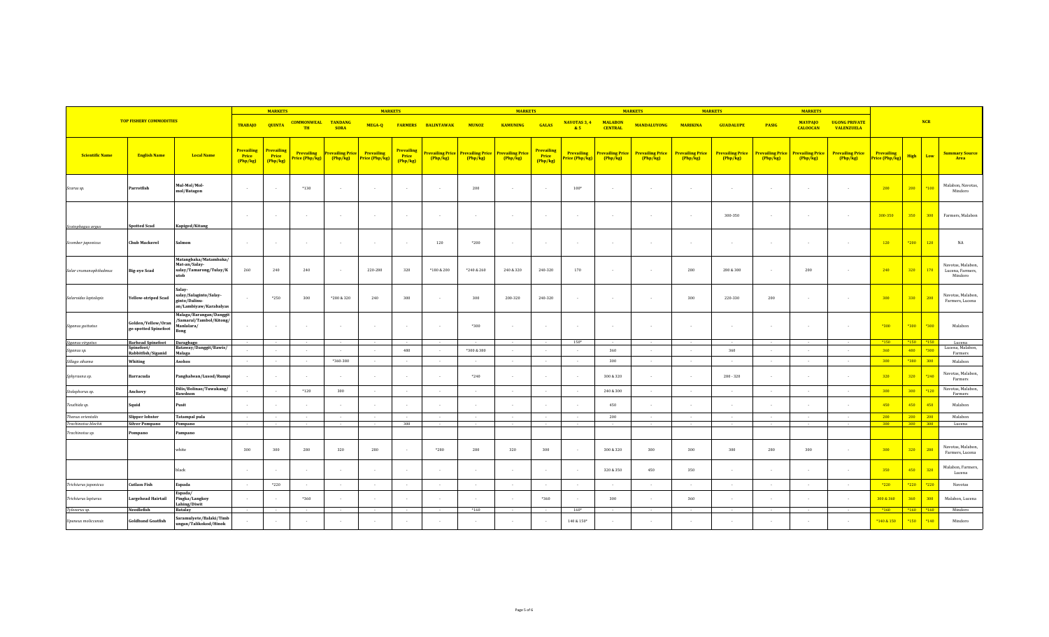| TOP FISHERY COMMODITIES | | | MARKETS | | | | | | | | | | | | | | | | | | NCR | | | |
|---|---|---|---|---|---|---|---|---|---|---|---|---|---|---|---|---|---|---|---|---|---|---|---|---|
| | | | TRABAJO | QUINTA | COMMONWEALTH | TANDANG SORA | MEGA-Q | FARMERS | BALINTAWAK | MUNOZ | KAMUNING | GALAS | NAVOTAS 3, 4 & 5 | MALABON CENTRAL | MANDALUYONG | MARIKINA | GUADALUPE | PASIG | MAYPAJO CALOOCAN | UGONG PRIVATE VALENZUELA | | | | |
| Scientific Name | English Name | Local Name | Prevailing Price (Php/kg) | Prevailing Price (Php/kg) | Prevailing Price (Php/kg) | Prevailing Price (Php/kg) | Prevailing Price (Php/kg) | Prevailing Price (Php/kg) | Prevailing Price (Php/kg) | Prevailing Price (Php/kg) | Prevailing Price (Php/kg) | Prevailing Price (Php/kg) | Prevailing Price (Php/kg) | Prevailing Price (Php/kg) | Prevailing Price (Php/kg) | Prevailing Price (Php/kg) | Prevailing Price (Php/kg) | Prevailing Price (Php/kg) | Prevailing Price (Php/kg) | Prevailing Price (Php/kg) | Prevailing Price (Php/kg) | High | Low | Summary Source Area |
| *Scarus sp.* | Parrotfish | Mul-Mol/Mul-mol/Batagon | - | - | *130 | - | - | - | - | 200 | - | - | 100* | - | - | - | - | - | - | - | 200 | 200 | *100 | Malabon, Navotas, Mindoro |
| *Scatophagus argus* | Spotted Scad | Kapiged/Kitang | - | - | - | - | - | - | - | - | - | - | - | - | - | - | 300-350 | - | - | - | 300-350 | 350 | 300 | Farmers, Malabon |
| *Scomber japonicus* | Chub Mackerel | Salmon | - | - | - | - | - | - | 120 | *200 | - | - | - | - | - | - | - | - | - | - | 120 | *200 | 120 | NA |
| *Selar crumenophthalmus* | Big-eye Scad | Matangbaka/Matambaka/Mat-an/Salay-salay/Tamarong/Tulay/Kutob | 260 | 240 | 240 | - | 220-280 | 320 | *180 & 200 | *240 & 260 | 240 & 320 | 240-320 | 170 | - | - | 280 | 280 & 300 | - | 200 | - | 240 | 320 | 170 | Navotas, Malabon, Lucena, Farmers, Mindoro |
| *Selaroides leptolepis* | Yellow-striped Scad | Salay-salay/Salaginto/Salay-ginto/Dalinu-an/Lambiyaw/Karabalyas | - | *250 | 300 | *280 & 320 | 240 | 300 | - | 300 | 200-320 | 240-320 | - | - | - | 300 | 220-330 | 280 | - | - | 300 | 330 | 200 | Navotas, Malabon, Farmers, Lucena |
| *Siganus guttatus* | Golden/Yellow/Orange-spotted Spinefoot | Malaga/Barangan/Danggit/Samaral/Tambol/Kitong/Manlalara/Bong | - | - | - | - | - | - | - | *300 | - | - | - | - | - | - | - | - | - | - | *300 | *300 | *300 | Malabon |
| *Siganus virgatus* | Barhead Spinefoot | Daragbago | - | - | - | - | - | - | - | - | - | - | 150* | - | - | - | - | - | - | - | *150 | *150 | *150 | Lucena |
| *Siganus sp.* | Spinefoot/Rabbitfish/Siganid | Bataway/Danggit/Bawis/Malaga | - | - | - | - | - | 480 | - | *300 & 380 | - | - | - | 360 | - | - | 360 | - | - | - | 360 | 480 | *300 | Lucena, Malabon, Farmers |
| *Sillago sihama* | Whiting | Asohos | - | - | - | *360-380 | - | - | - | - | - | - | - | 300 | - | - | - | - | - | - | 300 | *380 | 300 | Malabon |
| *Sphyraena sp.* | Barracuda | Panghalwan/Lusod/Rumpi | - | - | - | - | - | - | - | *240 | - | - | - | 300 & 320 | - | - | 200 - 320 | - | - | - | 320 | 320 | *240 | Navotas, Malabon, Farmers |
| *Stolephorus sp.* | Anchovy | Dilis/Bolinao/Tuwakang/Bawdnon | - | - | *120 | 300 | - | - | - | - | - | - | - | 240 & 300 | - | - | - | - | - | - | 300 | 300 | *120 | Navotas, Malabon, Farmers |
| *Teuthida sp.* | Squid | Pusit | - | - | - | - | - | - | - | - | - | - | - | 450 | - | - | - | - | - | - | 450 | 450 | 450 | Malabon |
| *Thenus orientalis* | Slipper lobster | Tatampal pula | - | - | - | - | - | - | - | - | - | - | - | 200 | - | - | - | - | - | - | 200 | 200 | 200 | Malabon |
| *Trachinotus blochii* | Silver Pompano | Pompano | - | - | - | - | - | 300 | - | - | - | - | - | - | - | - | - | - | - | - | 300 | 300 | 300 | Lucena |
| *Trachinotus sp.* | Pompano | Pampano | | | | | | | | | | | | | | | | | | | | | | |
| | | white | 300 | 300 | 280 | 320 | 280 | - | *280 | 280 | 320 | 300 | - | 300 & 320 | 300 | 300 | 300 | 280 | 300 | - | 300 | 320 | 280 | Navotas, Malabon, Farmers, Lucena |
| | | black | - | - | - | - | - | - | - | - | - | - | - | 320 & 350 | 450 | 350 | - | - | - | - | 350 | 450 | 320 | Malabon, Farmers, Lucena |
| *Trichiurus japonicus* | Cutlass Fish | Espada | - | *220 | - | - | - | - | - | - | - | - | - | - | - | - | - | - | - | - | *220 | *220 | *220 | Navotas |
| *Trichiurus lepturus* | Largehead Hairtail | Espada/Pingka/Langkoy | - | - | *360 | - | - | - | - | - | - | *360 | - | 300 | - | 360 | - | - | - | - | 300 & 360 | 360 | 300 | Malabon, Lucena |
| *Tylosurus sp.* | Needlefish | Lahing/Diwit Batalay | - | - | - | - | - | - | - | *160 | - | - | 160* | - | - | - | - | - | - | - | *160 | *160 | *160 | Mindoro |
| *Upeneus moluccensis* | Goldband Goatfish | Saramulyete/Balaki/Timbungan/Talikokod/Hinok | - | - | - | - | - | - | - | - | - | - | 140 & 150* | - | - | - | - | - | - | - | *140 & 150 | *150 | *140 | Mindoro |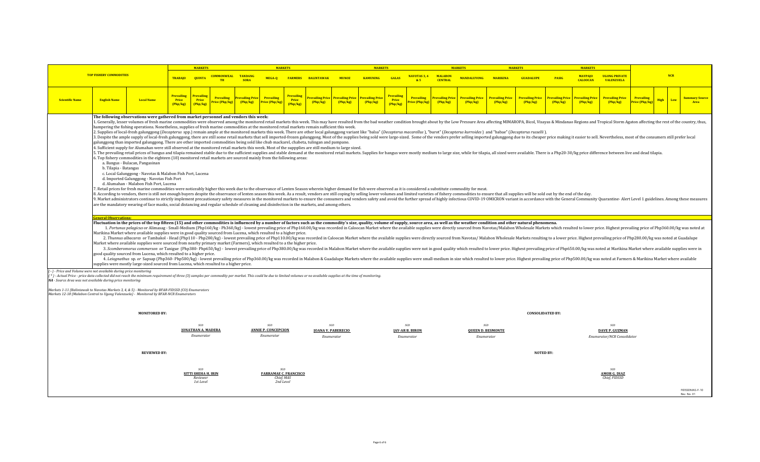| TOP FISHERY COMMODITIES | | | MARKETS | | | | | | | | | | | | | | | | | | NCR | | | |
|---|---|---|---|---|---|---|---|---|---|---|---|---|---|---|---|---|---|---|---|---|---|---|---|---|
| | | | TRABAJO | QUINTA | COMMONWEALTH | TANDANG SORA | MEGA-Q | FARMERS | BALINTAWAK | MUNOZ | KAMUNING | GALAS | NAVOTAS 3, 4 & 5 | MALABON CENTRAL | MANDALUYONG | MARIKINA | GUADALUPE | PASIG | MAYPAJO CALOOCAN | UGONG PRIVATE VALENZUELA | | | | |
| Scientific Name | English Name | Local Name | Prevailing Price (Php/kg) | Prevailing Price (Php/kg) | Prevailing Price (Php/kg) | Prevailing Price (Php/kg) | Prevailing Price (Php/kg) | Prevailing Price (Php/kg) | Prevailing Price (Php/kg) | Prevailing Price (Php/kg) | Prevailing Price (Php/kg) | Prevailing Price (Php/kg) | Prevailing Price (Php/kg) | Prevailing Price (Php/kg) | Prevailing Price (Php/kg) | Prevailing Price (Php/kg) | Prevailing Price (Php/kg) | Prevailing Price (Php/kg) | Prevailing Price (Php/kg) | Prevailing Price (Php/kg) | Prevailing Price (Php/kg) | High | Low | Summary Source Area |

The following observations were gathered from market personnel and vendors this week:

1. Generally, lesser volumes of fresh marine commodities were observed among the monitored retail markets this week. This may have resulted from the bad weather condition brought about by the Low Pressure Area affecting MIMAROPA, Bicol, Visayas & Mindanao Regions and Tropical Storm Agaton affecting the rest of the country, thus, hampering the fishing operations. Nonetheless, supplies of fresh marine commodities at the monitored retail markets remain sufficient this week.
2. Supplies of local-fresh galunggong (*Decapterus* spp.) remain ample at the monitored markets this week. There are other local galunggong variant like "balsa" (*Decapterus macarellus* ), "burot" (*Decapterus kurroides* ) and "babae" (*Decapterus russelli* ).
3. Despite the ample supply of local-fresh galunggong, there are still some retail markets that sell imported-frozen galunggong. Most of the supplies being sold were large-sized. Some of the vendors prefer selling imported galunggong due to its cheaper price making it easier to sell. Nevertheless, most of the consumers still prefer local galunggong than imported galunggong. There are other imported commodities being sold like chub mackarel, chabeta, tulingan and pampano.
4. Sufficient supply for Alumahan were still observed at the monitored retail markets this week. Most of the suppplies are still medium to large sized.
5. The prevailing retail prices of bangus and tilapia remained stable due to the sufficient supplies and stable demand at the monitored retail markets. Supplies for bangus were mostly medium to large size, while for tilapia, all sized were available. There is a Php20-30/kg price difference between live and dead tilapia.
6. Top fishery commodities in the eighteen (18) monitored retail markets are sourced mainly from the following areas:
   a. Bangus - Bulacan, Pangasinan
   b. Tilapia - Batangas
   c. Local Galunggong - Navotas & Malabon Fish Port, Lucena
   d. Imported Galunggong - Navotas Fish Port
   d. Alumahan - Malabon Fish Port, Lucena
7. Retail prices for fresh marine commodities were noticeably higher this week due to the observance of Lenten Season wherein higher demand for fish were observed as it is considered a substitute commodity for meat.
8. According to vendors, there is still not enough buyers despite the observance of lenten season this week. As a result, vendors are still coping by selling lower volumes and limited varieties of fishery commodities to ensure that all supplies will be sold out by the end of the day.
9. Market administrators continue to strictly implement precautionary safety measures in the monitored markets to ensure the consumers and vendors safety and avoid the further spread of highly infectious COVID-19 OMICRON variant in accordance with the General Community Quarantine- Alert Level 1 guidelines. Among these measures are the mandatory wearing of face masks, social distancing and regular schedule of cleaning and disinfection in the markets, and among others.

**General Observations:**

**Fluctuation in the prices of the top fifteen (15) and other commodities is influenced by a number of factors such as the commodity's size, quality, volume of supply, source area, as well as the weather condition and other natural phenomena.**

1. *Portunus pelagicus* or Alimasag - Small-Medium (Php160/kg - Ph360/kg) - lowest prevailing price of Php160.00/kg was recorded in Caloocan Market where the available supplies were directly sourced from Navotas/Malabon Wholesale Markets which resulted to lower price. Highest prevailing price of Php360.00/kg was noted at Marikina Market where available supplies were in good quality sourced from Lucena, which resulted to a higher price.
2. *Thunnus albacares* or Tambakol - Head (Php110 - Php280/kg) - lowest prevailing price of Php110.00/kg was recorded in Caloocan Market where the available supplies were directly sourced from Navotas/ Malabon Wholesale Markets resulting to a lower price. Highest prevailing price of Php280.00/kg was noted at Guadalupe Market where available supplies were sourced from nearby primary market (Farmers), which resulted to a the higher price.
3. *Scomberomorus commerson* or Tanigue (Php380- Php650/kg) - lowest prevailing price of Php380.00/kg was recorded in Malabon Market where the available supplies were not in good quality which resulted to lower price. Highest prevailing price of Php650.00/kg was noted at Marikina Market where available supplies were in good quality sourced from Lucena, which resulted to a higher price.
4. *Leiognathus* sp. *or* Sapsap (Php360- Php500/kg) - lowest prevailing price of Php360.00/kg was recorded in Malabon & Guadalupe Markets where the available supplies were small-medium in size which resulted to lower price. Highest prevailing price of Php500.00/kg was noted at Farmers & Marikina Market where available supplies were mostly large-sized sourced from Lucena, which resulted to a higher price.

*( - ) - Price and Volume were not available during price monitoring*
*( \* ) - Actual Price - price data collected did not reach the minimum requirement of three (3) samples per commodity per market. This could be due to limited volumes or no available supplies at the time of monitoring.*
***NA** - Source Area was not available during price monitoring*

*Markets 1-11 (Balintawak to Navotas Markets 3, 4, & 5) - Monitored by BFAR-FIDSSD (CO) Enumerators*
*Markets 12-18 (Malabon Central to Ugong Valenzuela) - Monitored by BFAR-NCR Enumerators*

**MONITORED BY:**

SGD **JONATHAN A. MADERA** *Enumerator*

SGD **ANNIE P. CONCEPCION** *Enumerator*

SGD **JOANA V. PABERECIO** *Enumerator*

SGD **JAY-AR B. BIRON** *Enumerator*

SGD **QUEEN D. BESMONTE** *Enumerator*

**CONSOLIDATED BY:**

SGD **DAVE P. GUZMAN** *Enumerator/NCR Consolidator*

**REVIEWED BY:**

SGD **SITTI SHEHA H. IRIN** *Reviewer* *1st Level*

SGD **FARRAMAE C. FRANCISCO** *Chief, MAS* *2nd Level*

**NOTED BY:**

SGD **AMOR G. DIAZ** *Chief, FIDSSD*

FIDSSDMAS-F-10
Rev. No. 01